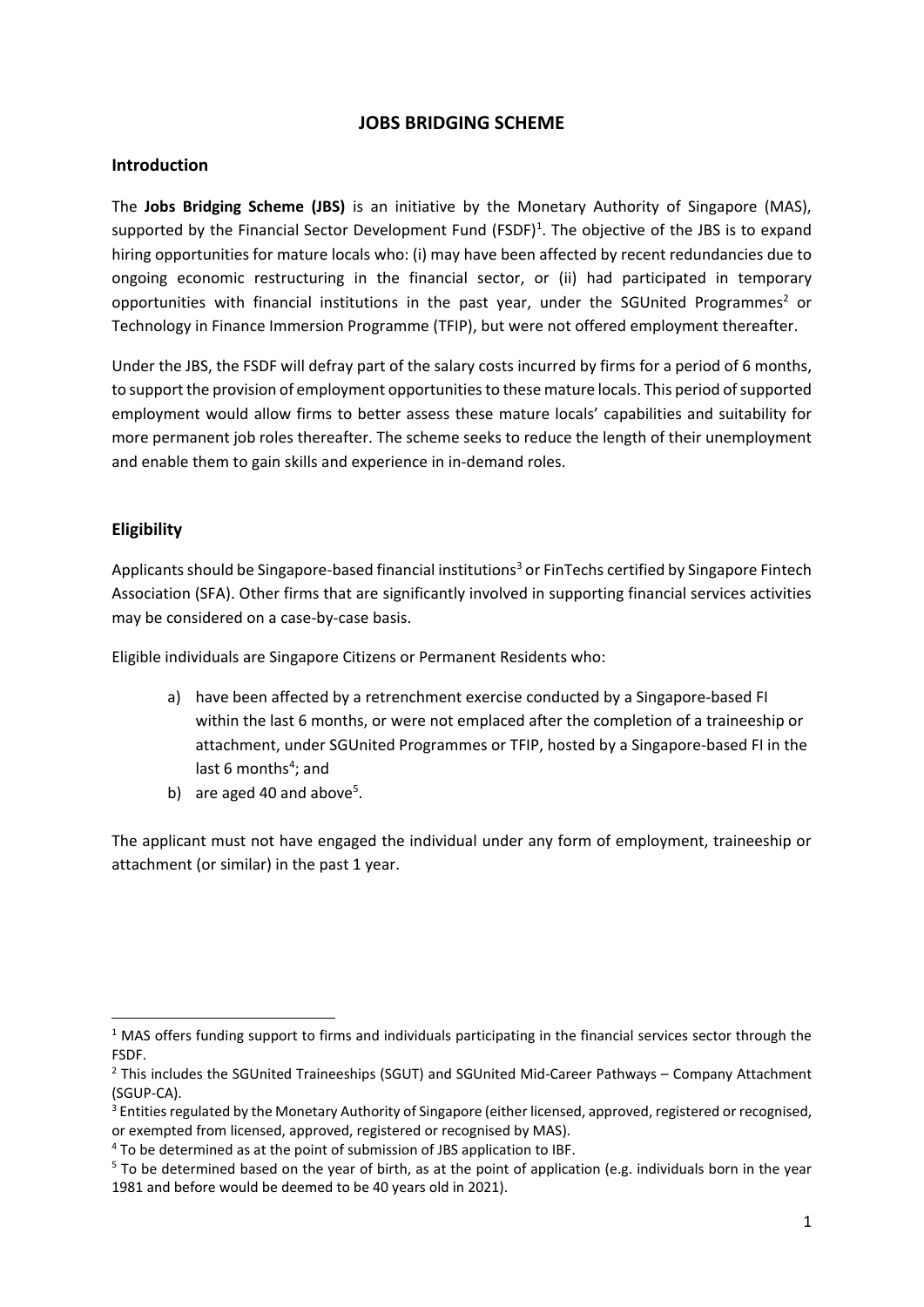# JOBS BRIDGING SCHEME

## Introduction

The **Jobs Bridging Scheme (JBS)** is an initiative by the Monetary Authority of Singapore (MAS), supported by the Financial Sector Development Fund (FSDF)[1]. The objective of the JBS is to expand hiring opportunities for mature locals who: (i) may have been affected by recent redundancies due to ongoing economic restructuring in the financial sector, or (ii) had participated in temporary opportunities with financial institutions in the past year, under the SGUnited Programmes[2] or Technology in Finance Immersion Programme (TFIP), but were not offered employment thereafter.

Under the JBS, the FSDF will defray part of the salary costs incurred by firms for a period of 6 months, to support the provision of employment opportunities to these mature locals. This period of supported employment would allow firms to better assess these mature locals' capabilities and suitability for more permanent job roles thereafter. The scheme seeks to reduce the length of their unemployment and enable them to gain skills and experience in in-demand roles.

## Eligibility

Applicants should be Singapore-based financial institutions[3] or FinTechs certified by Singapore Fintech Association (SFA). Other firms that are significantly involved in supporting financial services activities may be considered on a case-by-case basis.

Eligible individuals are Singapore Citizens or Permanent Residents who:

a) have been affected by a retrenchment exercise conducted by a Singapore-based FI within the last 6 months, or were not emplaced after the completion of a traineeship or attachment, under SGUnited Programmes or TFIP, hosted by a Singapore-based FI in the last 6 months[4]; and
b) are aged 40 and above[5].

The applicant must not have engaged the individual under any form of employment, traineeship or attachment (or similar) in the past 1 year.

---

[1] MAS offers funding support to firms and individuals participating in the financial services sector through the FSDF.

[2] This includes the SGUnited Traineeships (SGUT) and SGUnited Mid-Career Pathways – Company Attachment (SGUP-CA).

[3] Entities regulated by the Monetary Authority of Singapore (either licensed, approved, registered or recognised, or exempted from licensed, approved, registered or recognised by MAS).

[4] To be determined as at the point of submission of JBS application to IBF.

[5] To be determined based on the year of birth, as at the point of application (e.g. individuals born in the year 1981 and before would be deemed to be 40 years old in 2021).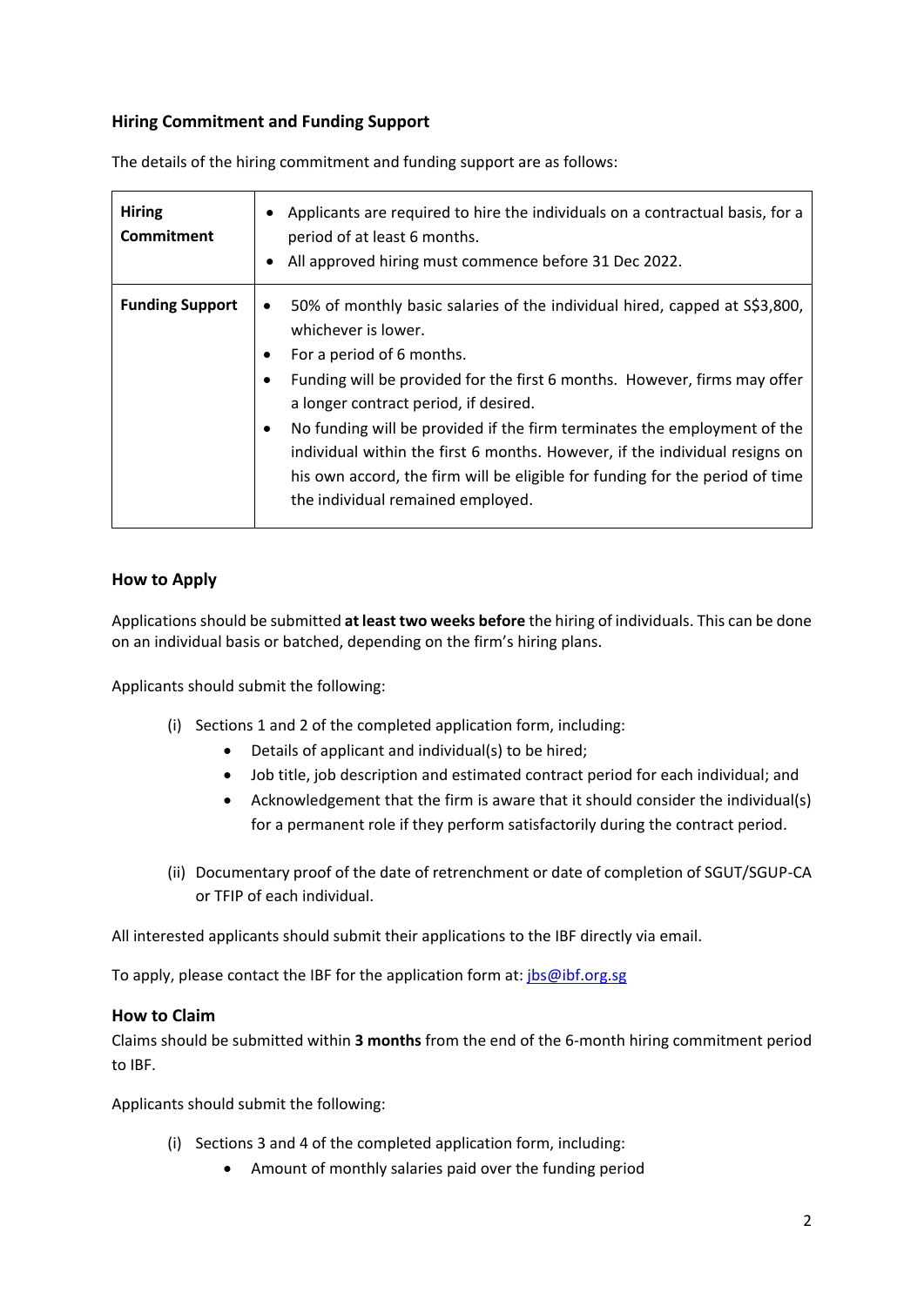## Hiring Commitment and Funding Support

The details of the hiring commitment and funding support are as follows:

| | |
|---|---|
| **Hiring Commitment** | • Applicants are required to hire the individuals on a contractual basis, for a period of at least 6 months.<br>• All approved hiring must commence before 31 Dec 2022. |
| **Funding Support** | • 50% of monthly basic salaries of the individual hired, capped at S$3,800, whichever is lower.<br>• For a period of 6 months.<br>• Funding will be provided for the first 6 months. However, firms may offer a longer contract period, if desired.<br>• No funding will be provided if the firm terminates the employment of the individual within the first 6 months. However, if the individual resigns on his own accord, the firm will be eligible for funding for the period of time the individual remained employed. |

## How to Apply

Applications should be submitted **at least two weeks before** the hiring of individuals. This can be done on an individual basis or batched, depending on the firm's hiring plans.

Applicants should submit the following:

(i) Sections 1 and 2 of the completed application form, including:
- Details of applicant and individual(s) to be hired;
- Job title, job description and estimated contract period for each individual; and
- Acknowledgement that the firm is aware that it should consider the individual(s) for a permanent role if they perform satisfactorily during the contract period.

(ii) Documentary proof of the date of retrenchment or date of completion of SGUT/SGUP-CA or TFIP of each individual.

All interested applicants should submit their applications to the IBF directly via email.

To apply, please contact the IBF for the application form at: jbs@ibf.org.sg

## How to Claim

Claims should be submitted within **3 months** from the end of the 6-month hiring commitment period to IBF.

Applicants should submit the following:

(i) Sections 3 and 4 of the completed application form, including:
- Amount of monthly salaries paid over the funding period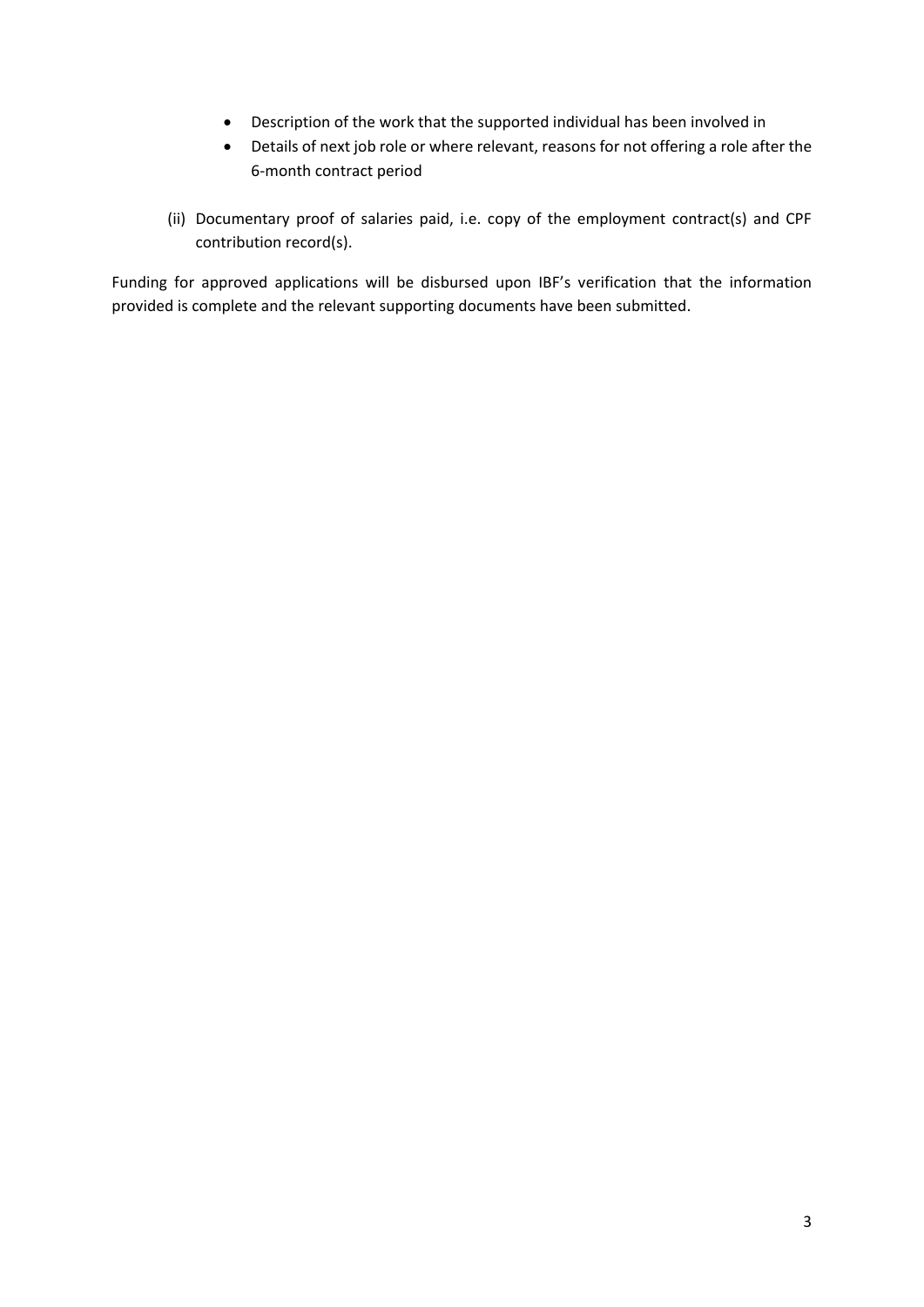- Description of the work that the supported individual has been involved in
- Details of next job role or where relevant, reasons for not offering a role after the 6-month contract period

(ii) Documentary proof of salaries paid, i.e. copy of the employment contract(s) and CPF contribution record(s).

Funding for approved applications will be disbursed upon IBF's verification that the information provided is complete and the relevant supporting documents have been submitted.